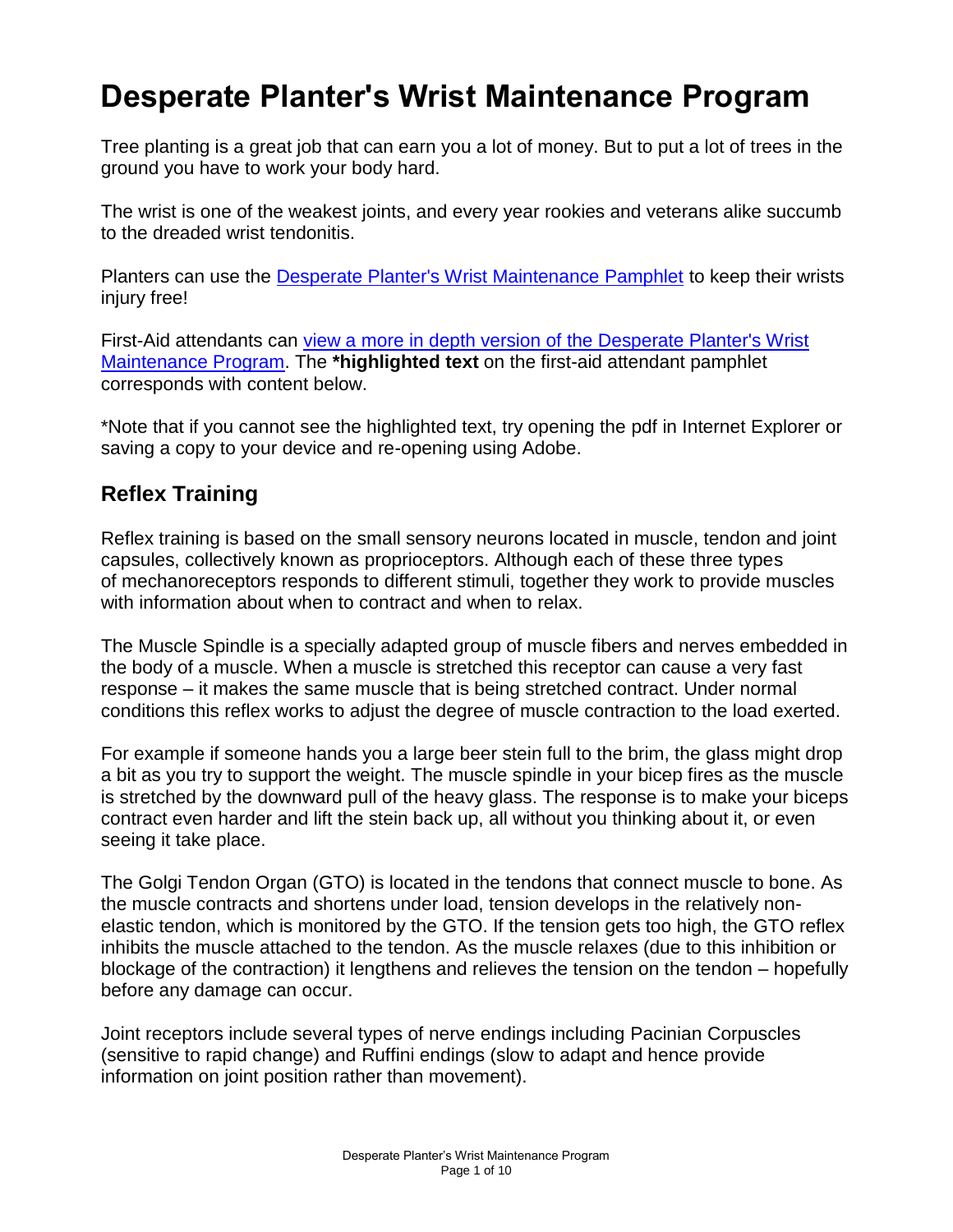# Desperate Planter's Wrist Maintenance Program

Tree planting is a great job that can earn you a lot of money. But to put a lot of trees in the ground you have to work your body hard.

The wrist is one of the weakest joints, and every year rookies and veterans alike succumb to the dreaded wrist tendonitis.

Planters can use the Desperate Planter's Wrist Maintenance Pamphlet to keep their wrists injury free!

First-Aid attendants can view a more in depth version of the Desperate Planter's Wrist Maintenance Program. The ***highlighted text** on the first-aid attendant pamphlet corresponds with content below.

*Note that if you cannot see the highlighted text, try opening the pdf in Internet Explorer or saving a copy to your device and re-opening using Adobe.

## Reflex Training

Reflex training is based on the small sensory neurons located in muscle, tendon and joint capsules, collectively known as proprioceptors. Although each of these three types of mechanoreceptors responds to different stimuli, together they work to provide muscles with information about when to contract and when to relax.

The Muscle Spindle is a specially adapted group of muscle fibers and nerves embedded in the body of a muscle. When a muscle is stretched this receptor can cause a very fast response – it makes the same muscle that is being stretched contract. Under normal conditions this reflex works to adjust the degree of muscle contraction to the load exerted.

For example if someone hands you a large beer stein full to the brim, the glass might drop a bit as you try to support the weight. The muscle spindle in your bicep fires as the muscle is stretched by the downward pull of the heavy glass. The response is to make your biceps contract even harder and lift the stein back up, all without you thinking about it, or even seeing it take place.

The Golgi Tendon Organ (GTO) is located in the tendons that connect muscle to bone. As the muscle contracts and shortens under load, tension develops in the relatively non-elastic tendon, which is monitored by the GTO. If the tension gets too high, the GTO reflex inhibits the muscle attached to the tendon. As the muscle relaxes (due to this inhibition or blockage of the contraction) it lengthens and relieves the tension on the tendon – hopefully before any damage can occur.

Joint receptors include several types of nerve endings including Pacinian Corpuscles (sensitive to rapid change) and Ruffini endings (slow to adapt and hence provide information on joint position rather than movement).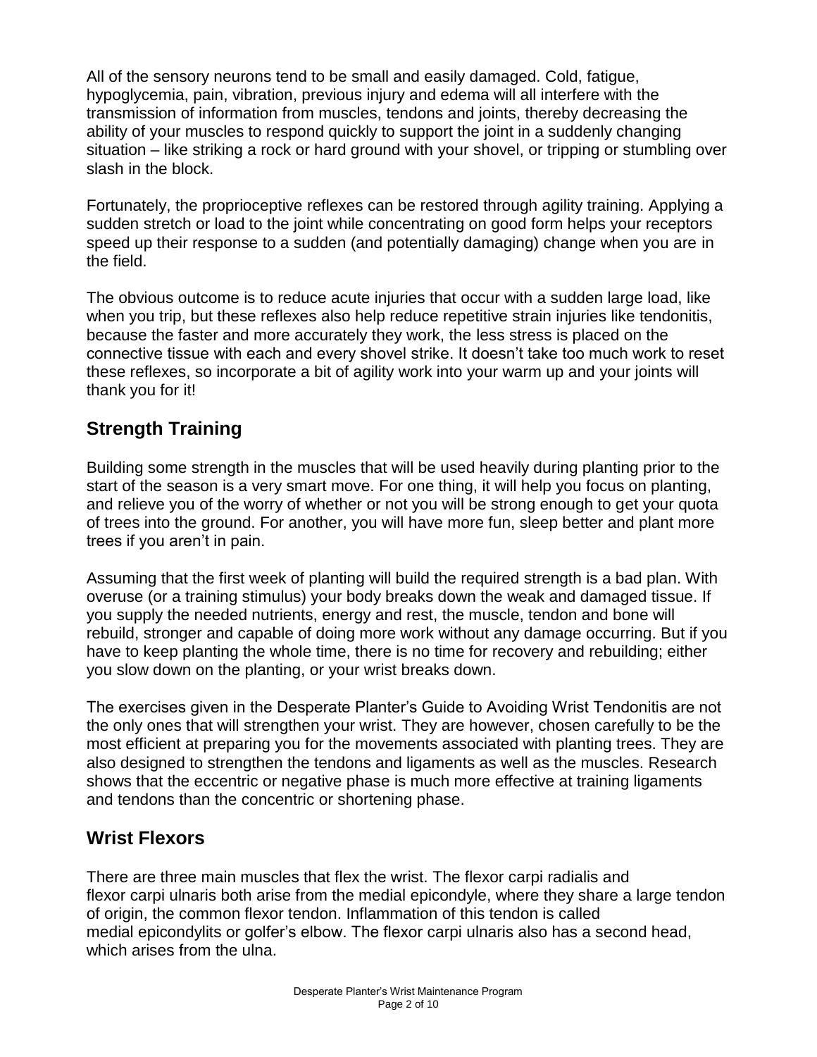All of the sensory neurons tend to be small and easily damaged. Cold, fatigue, hypoglycemia, pain, vibration, previous injury and edema will all interfere with the transmission of information from muscles, tendons and joints, thereby decreasing the ability of your muscles to respond quickly to support the joint in a suddenly changing situation – like striking a rock or hard ground with your shovel, or tripping or stumbling over slash in the block.

Fortunately, the proprioceptive reflexes can be restored through agility training. Applying a sudden stretch or load to the joint while concentrating on good form helps your receptors speed up their response to a sudden (and potentially damaging) change when you are in the field.

The obvious outcome is to reduce acute injuries that occur with a sudden large load, like when you trip, but these reflexes also help reduce repetitive strain injuries like tendonitis, because the faster and more accurately they work, the less stress is placed on the connective tissue with each and every shovel strike. It doesn't take too much work to reset these reflexes, so incorporate a bit of agility work into your warm up and your joints will thank you for it!

## Strength Training

Building some strength in the muscles that will be used heavily during planting prior to the start of the season is a very smart move. For one thing, it will help you focus on planting, and relieve you of the worry of whether or not you will be strong enough to get your quota of trees into the ground. For another, you will have more fun, sleep better and plant more trees if you aren't in pain.

Assuming that the first week of planting will build the required strength is a bad plan. With overuse (or a training stimulus) your body breaks down the weak and damaged tissue. If you supply the needed nutrients, energy and rest, the muscle, tendon and bone will rebuild, stronger and capable of doing more work without any damage occurring. But if you have to keep planting the whole time, there is no time for recovery and rebuilding; either you slow down on the planting, or your wrist breaks down.

The exercises given in the Desperate Planter's Guide to Avoiding Wrist Tendonitis are not the only ones that will strengthen your wrist. They are however, chosen carefully to be the most efficient at preparing you for the movements associated with planting trees. They are also designed to strengthen the tendons and ligaments as well as the muscles. Research shows that the eccentric or negative phase is much more effective at training ligaments and tendons than the concentric or shortening phase.

## Wrist Flexors

There are three main muscles that flex the wrist. The flexor carpi radialis and flexor carpi ulnaris both arise from the medial epicondyle, where they share a large tendon of origin, the common flexor tendon. Inflammation of this tendon is called medial epicondylits or golfer's elbow. The flexor carpi ulnaris also has a second head, which arises from the ulna.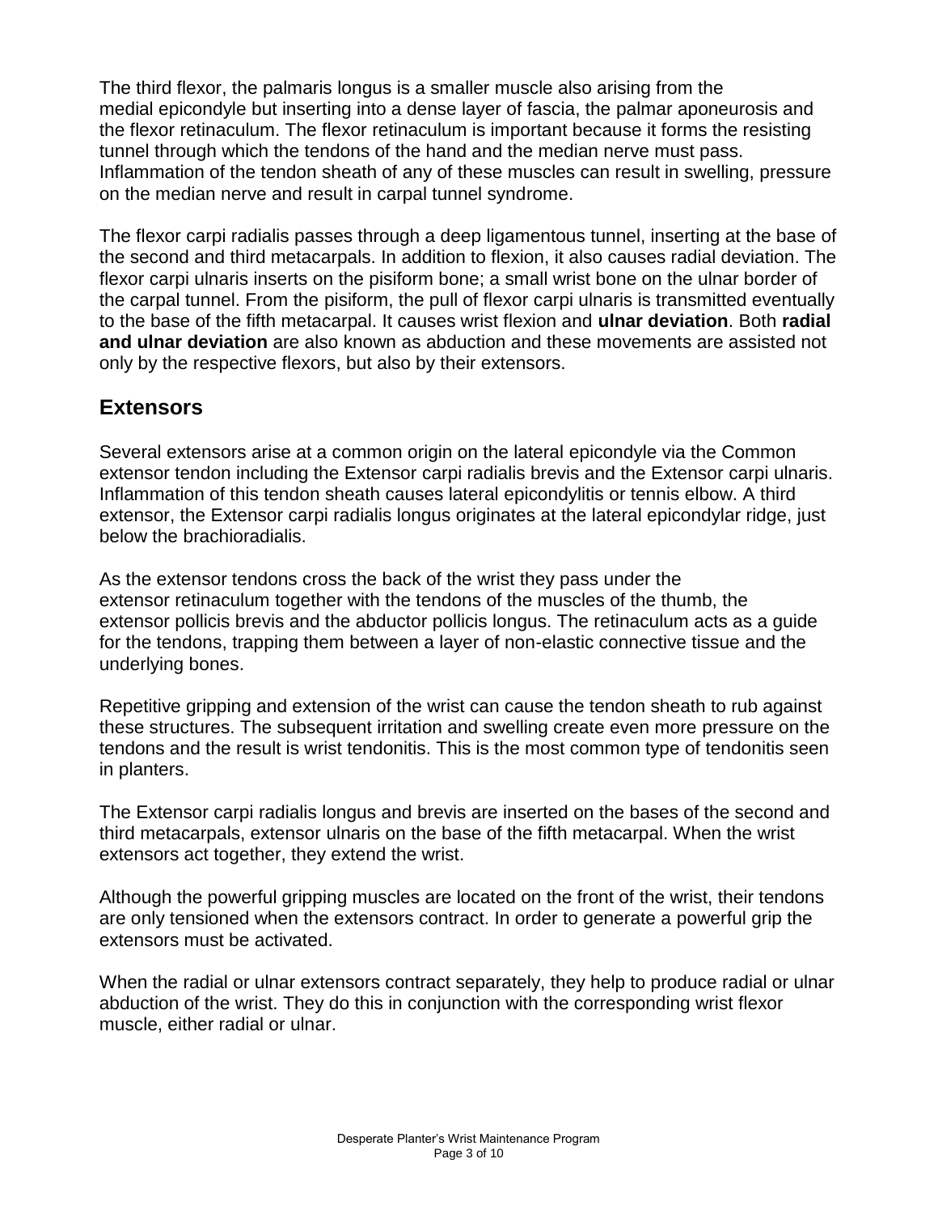The third flexor, the palmaris longus is a smaller muscle also arising from the medial epicondyle but inserting into a dense layer of fascia, the palmar aponeurosis and the flexor retinaculum. The flexor retinaculum is important because it forms the resisting tunnel through which the tendons of the hand and the median nerve must pass. Inflammation of the tendon sheath of any of these muscles can result in swelling, pressure on the median nerve and result in carpal tunnel syndrome.

The flexor carpi radialis passes through a deep ligamentous tunnel, inserting at the base of the second and third metacarpals. In addition to flexion, it also causes radial deviation. The flexor carpi ulnaris inserts on the pisiform bone; a small wrist bone on the ulnar border of the carpal tunnel. From the pisiform, the pull of flexor carpi ulnaris is transmitted eventually to the base of the fifth metacarpal. It causes wrist flexion and **ulnar deviation**. Both **radial and ulnar deviation** are also known as abduction and these movements are assisted not only by the respective flexors, but also by their extensors.

## Extensors

Several extensors arise at a common origin on the lateral epicondyle via the Common extensor tendon including the Extensor carpi radialis brevis and the Extensor carpi ulnaris. Inflammation of this tendon sheath causes lateral epicondylitis or tennis elbow. A third extensor, the Extensor carpi radialis longus originates at the lateral epicondylar ridge, just below the brachioradialis.

As the extensor tendons cross the back of the wrist they pass under the extensor retinaculum together with the tendons of the muscles of the thumb, the extensor pollicis brevis and the abductor pollicis longus. The retinaculum acts as a guide for the tendons, trapping them between a layer of non-elastic connective tissue and the underlying bones.

Repetitive gripping and extension of the wrist can cause the tendon sheath to rub against these structures. The subsequent irritation and swelling create even more pressure on the tendons and the result is wrist tendonitis. This is the most common type of tendonitis seen in planters.

The Extensor carpi radialis longus and brevis are inserted on the bases of the second and third metacarpals, extensor ulnaris on the base of the fifth metacarpal. When the wrist extensors act together, they extend the wrist.

Although the powerful gripping muscles are located on the front of the wrist, their tendons are only tensioned when the extensors contract. In order to generate a powerful grip the extensors must be activated.

When the radial or ulnar extensors contract separately, they help to produce radial or ulnar abduction of the wrist. They do this in conjunction with the corresponding wrist flexor muscle, either radial or ulnar.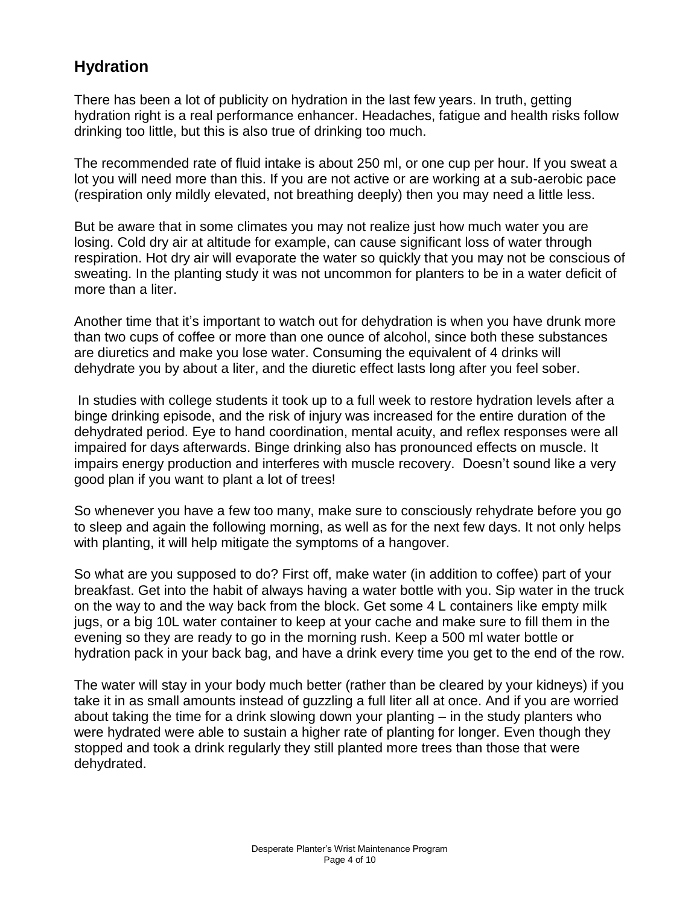## Hydration

There has been a lot of publicity on hydration in the last few years. In truth, getting hydration right is a real performance enhancer. Headaches, fatigue and health risks follow drinking too little, but this is also true of drinking too much.

The recommended rate of fluid intake is about 250 ml, or one cup per hour. If you sweat a lot you will need more than this. If you are not active or are working at a sub-aerobic pace (respiration only mildly elevated, not breathing deeply) then you may need a little less.

But be aware that in some climates you may not realize just how much water you are losing. Cold dry air at altitude for example, can cause significant loss of water through respiration. Hot dry air will evaporate the water so quickly that you may not be conscious of sweating. In the planting study it was not uncommon for planters to be in a water deficit of more than a liter.

Another time that it's important to watch out for dehydration is when you have drunk more than two cups of coffee or more than one ounce of alcohol, since both these substances are diuretics and make you lose water. Consuming the equivalent of 4 drinks will dehydrate you by about a liter, and the diuretic effect lasts long after you feel sober.

In studies with college students it took up to a full week to restore hydration levels after a binge drinking episode, and the risk of injury was increased for the entire duration of the dehydrated period. Eye to hand coordination, mental acuity, and reflex responses were all impaired for days afterwards. Binge drinking also has pronounced effects on muscle. It impairs energy production and interferes with muscle recovery. Doesn't sound like a very good plan if you want to plant a lot of trees!

So whenever you have a few too many, make sure to consciously rehydrate before you go to sleep and again the following morning, as well as for the next few days. It not only helps with planting, it will help mitigate the symptoms of a hangover.

So what are you supposed to do? First off, make water (in addition to coffee) part of your breakfast. Get into the habit of always having a water bottle with you. Sip water in the truck on the way to and the way back from the block. Get some 4 L containers like empty milk jugs, or a big 10L water container to keep at your cache and make sure to fill them in the evening so they are ready to go in the morning rush. Keep a 500 ml water bottle or hydration pack in your back bag, and have a drink every time you get to the end of the row.

The water will stay in your body much better (rather than be cleared by your kidneys) if you take it in as small amounts instead of guzzling a full liter all at once. And if you are worried about taking the time for a drink slowing down your planting – in the study planters who were hydrated were able to sustain a higher rate of planting for longer. Even though they stopped and took a drink regularly they still planted more trees than those that were dehydrated.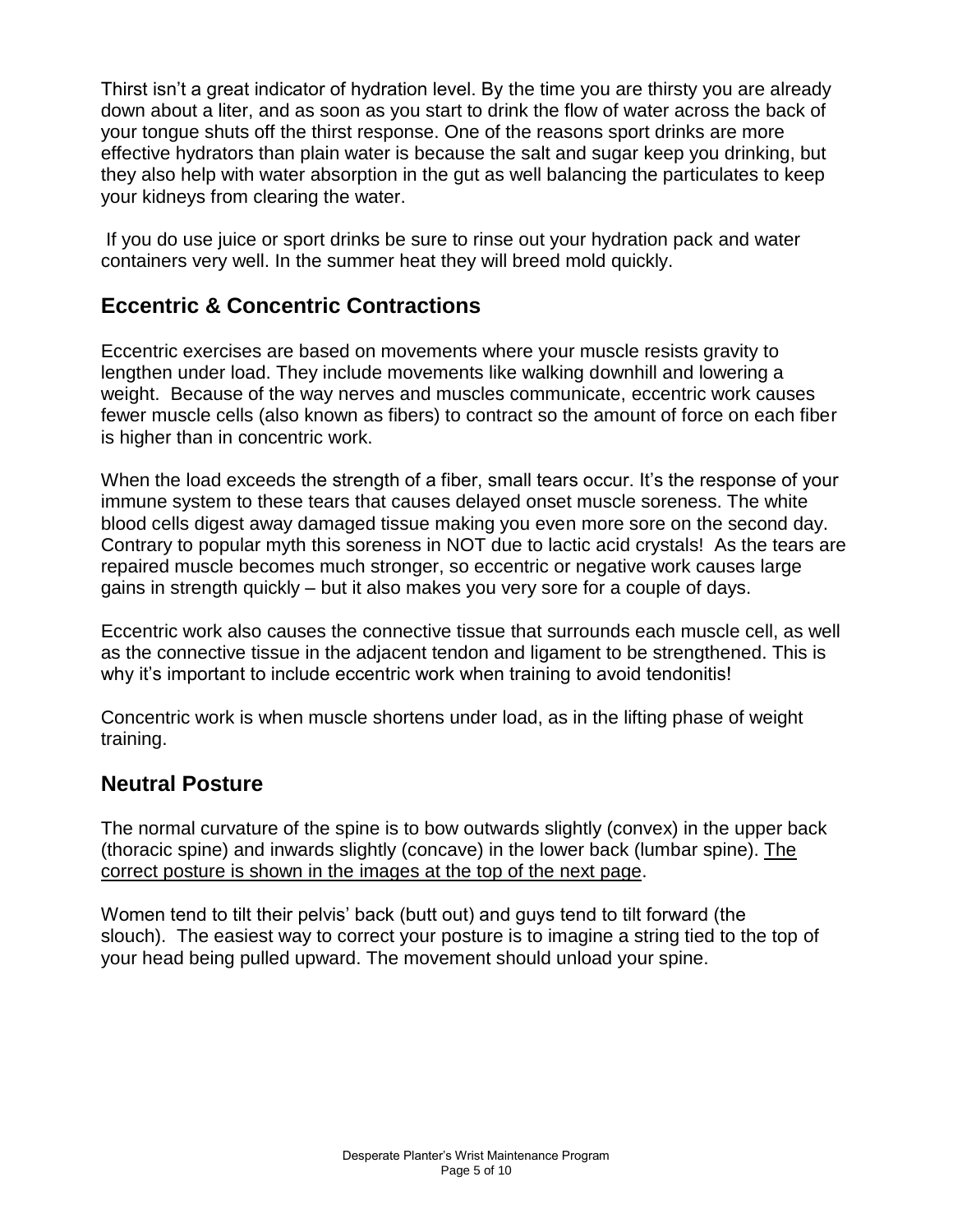Thirst isn't a great indicator of hydration level. By the time you are thirsty you are already down about a liter, and as soon as you start to drink the flow of water across the back of your tongue shuts off the thirst response. One of the reasons sport drinks are more effective hydrators than plain water is because the salt and sugar keep you drinking, but they also help with water absorption in the gut as well balancing the particulates to keep your kidneys from clearing the water.

If you do use juice or sport drinks be sure to rinse out your hydration pack and water containers very well. In the summer heat they will breed mold quickly.

## Eccentric & Concentric Contractions

Eccentric exercises are based on movements where your muscle resists gravity to lengthen under load. They include movements like walking downhill and lowering a weight. Because of the way nerves and muscles communicate, eccentric work causes fewer muscle cells (also known as fibers) to contract so the amount of force on each fiber is higher than in concentric work.

When the load exceeds the strength of a fiber, small tears occur. It's the response of your immune system to these tears that causes delayed onset muscle soreness. The white blood cells digest away damaged tissue making you even more sore on the second day. Contrary to popular myth this soreness in NOT due to lactic acid crystals! As the tears are repaired muscle becomes much stronger, so eccentric or negative work causes large gains in strength quickly – but it also makes you very sore for a couple of days.

Eccentric work also causes the connective tissue that surrounds each muscle cell, as well as the connective tissue in the adjacent tendon and ligament to be strengthened. This is why it's important to include eccentric work when training to avoid tendonitis!

Concentric work is when muscle shortens under load, as in the lifting phase of weight training.

## Neutral Posture

The normal curvature of the spine is to bow outwards slightly (convex) in the upper back (thoracic spine) and inwards slightly (concave) in the lower back (lumbar spine). The correct posture is shown in the images at the top of the next page.

Women tend to tilt their pelvis' back (butt out) and guys tend to tilt forward (the slouch). The easiest way to correct your posture is to imagine a string tied to the top of your head being pulled upward. The movement should unload your spine.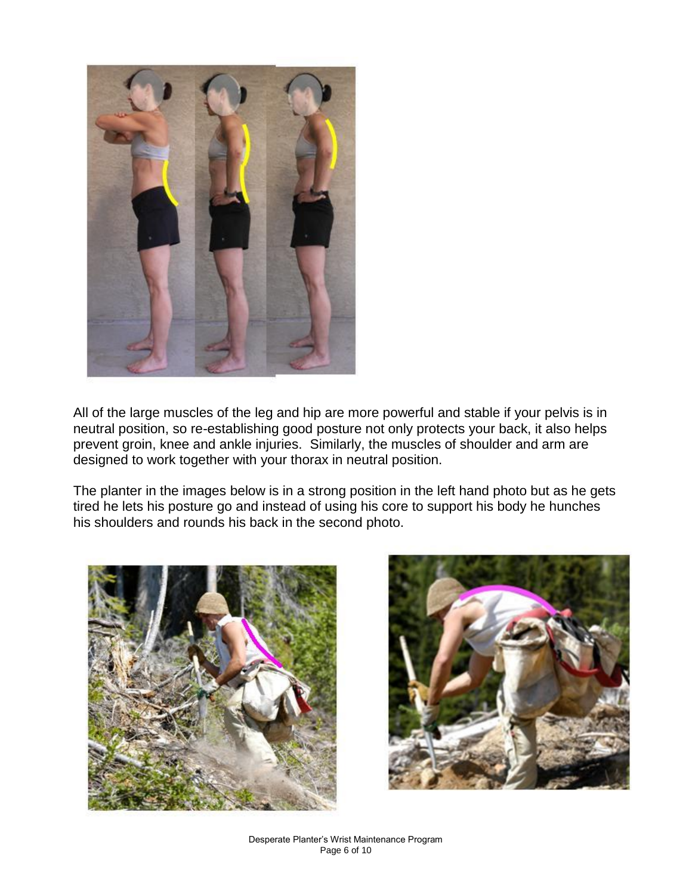All of the large muscles of the leg and hip are more powerful and stable if your pelvis is in neutral position, so re-establishing good posture not only protects your back, it also helps prevent groin, knee and ankle injuries. Similarly, the muscles of shoulder and arm are designed to work together with your thorax in neutral position.

The planter in the images below is in a strong position in the left hand photo but as he gets tired he lets his posture go and instead of using his core to support his body he hunches his shoulders and rounds his back in the second photo.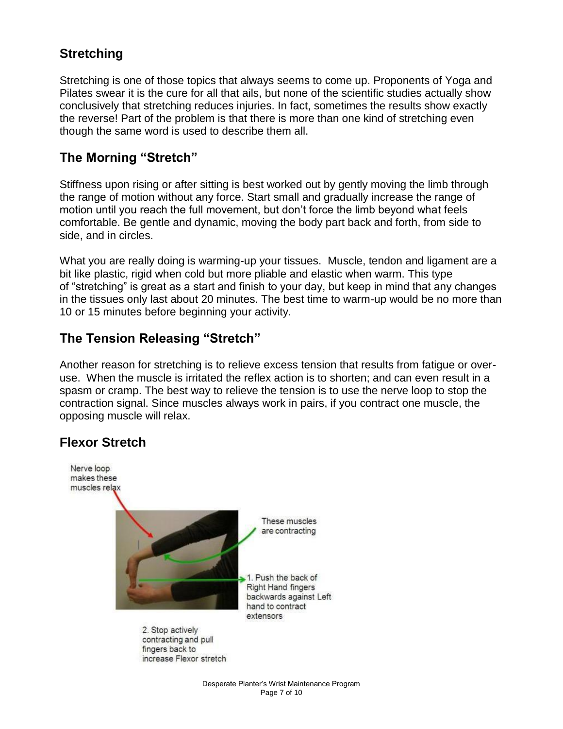## Stretching

Stretching is one of those topics that always seems to come up. Proponents of Yoga and Pilates swear it is the cure for all that ails, but none of the scientific studies actually show conclusively that stretching reduces injuries. In fact, sometimes the results show exactly the reverse! Part of the problem is that there is more than one kind of stretching even though the same word is used to describe them all.

## The Morning "Stretch"

Stiffness upon rising or after sitting is best worked out by gently moving the limb through the range of motion without any force. Start small and gradually increase the range of motion until you reach the full movement, but don't force the limb beyond what feels comfortable. Be gentle and dynamic, moving the body part back and forth, from side to side, and in circles.

What you are really doing is warming-up your tissues. Muscle, tendon and ligament are a bit like plastic, rigid when cold but more pliable and elastic when warm. This type of "stretching" is great as a start and finish to your day, but keep in mind that any changes in the tissues only last about 20 minutes. The best time to warm-up would be no more than 10 or 15 minutes before beginning your activity.

## The Tension Releasing "Stretch"

Another reason for stretching is to relieve excess tension that results from fatigue or over-use. When the muscle is irritated the reflex action is to shorten; and can even result in a spasm or cramp. The best way to relieve the tension is to use the nerve loop to stop the contraction signal. Since muscles always work in pairs, if you contract one muscle, the opposing muscle will relax.

## Flexor Stretch

Nerve loop makes these muscles relax

These muscles are contracting

1. Push the back of Right Hand fingers backwards against Left hand to contract extensors

2. Stop actively contracting and pull fingers back to increase Flexor stretch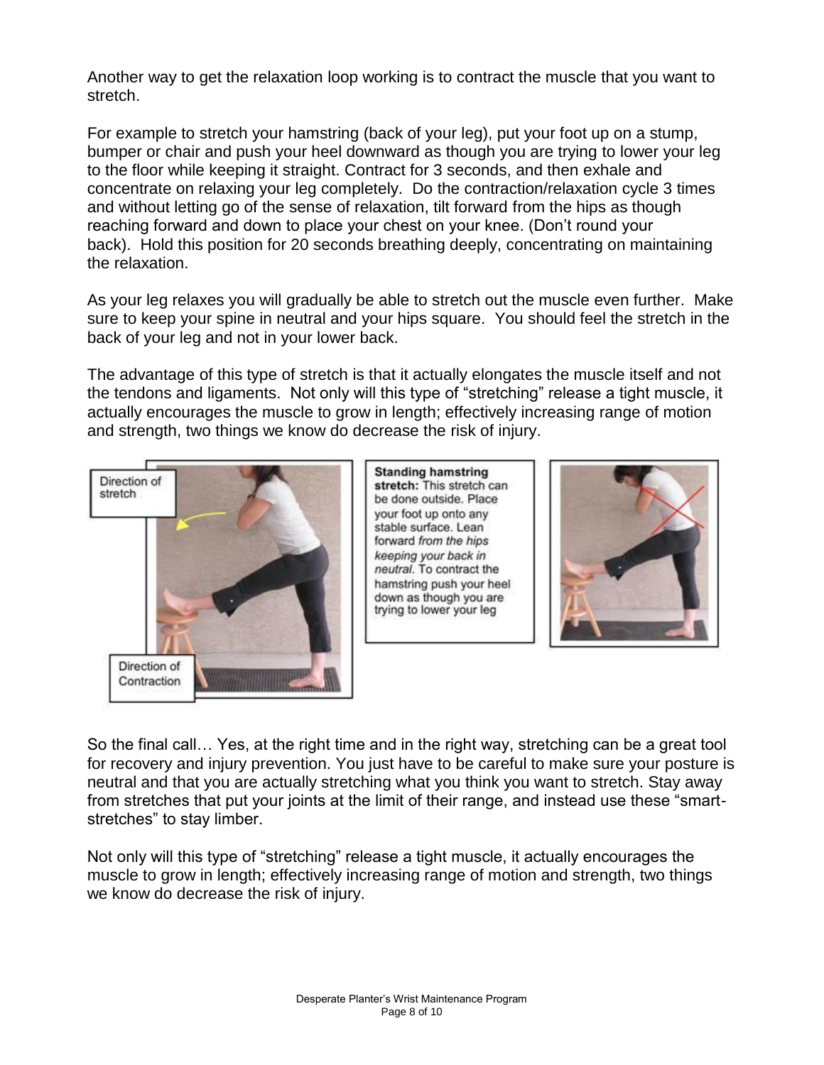Another way to get the relaxation loop working is to contract the muscle that you want to stretch.

For example to stretch your hamstring (back of your leg), put your foot up on a stump, bumper or chair and push your heel downward as though you are trying to lower your leg to the floor while keeping it straight. Contract for 3 seconds, and then exhale and concentrate on relaxing your leg completely. Do the contraction/relaxation cycle 3 times and without letting go of the sense of relaxation, tilt forward from the hips as though reaching forward and down to place your chest on your knee. (Don't round your back). Hold this position for 20 seconds breathing deeply, concentrating on maintaining the relaxation.

As your leg relaxes you will gradually be able to stretch out the muscle even further. Make sure to keep your spine in neutral and your hips square. You should feel the stretch in the back of your leg and not in your lower back.

The advantage of this type of stretch is that it actually elongates the muscle itself and not the tendons and ligaments. Not only will this type of "stretching" release a tight muscle, it actually encourages the muscle to grow in length; effectively increasing range of motion and strength, two things we know do decrease the risk of injury.

Direction of stretch

Direction of Contraction

**Standing hamstring stretch:** This stretch can be done outside. Place your foot up onto any stable surface. Lean forward *from the hips keeping your back in neutral.* To contract the hamstring push your heel down as though you are trying to lower your leg

So the final call… Yes, at the right time and in the right way, stretching can be a great tool for recovery and injury prevention. You just have to be careful to make sure your posture is neutral and that you are actually stretching what you think you want to stretch. Stay away from stretches that put your joints at the limit of their range, and instead use these "smart-stretches" to stay limber.

Not only will this type of "stretching" release a tight muscle, it actually encourages the muscle to grow in length; effectively increasing range of motion and strength, two things we know do decrease the risk of injury.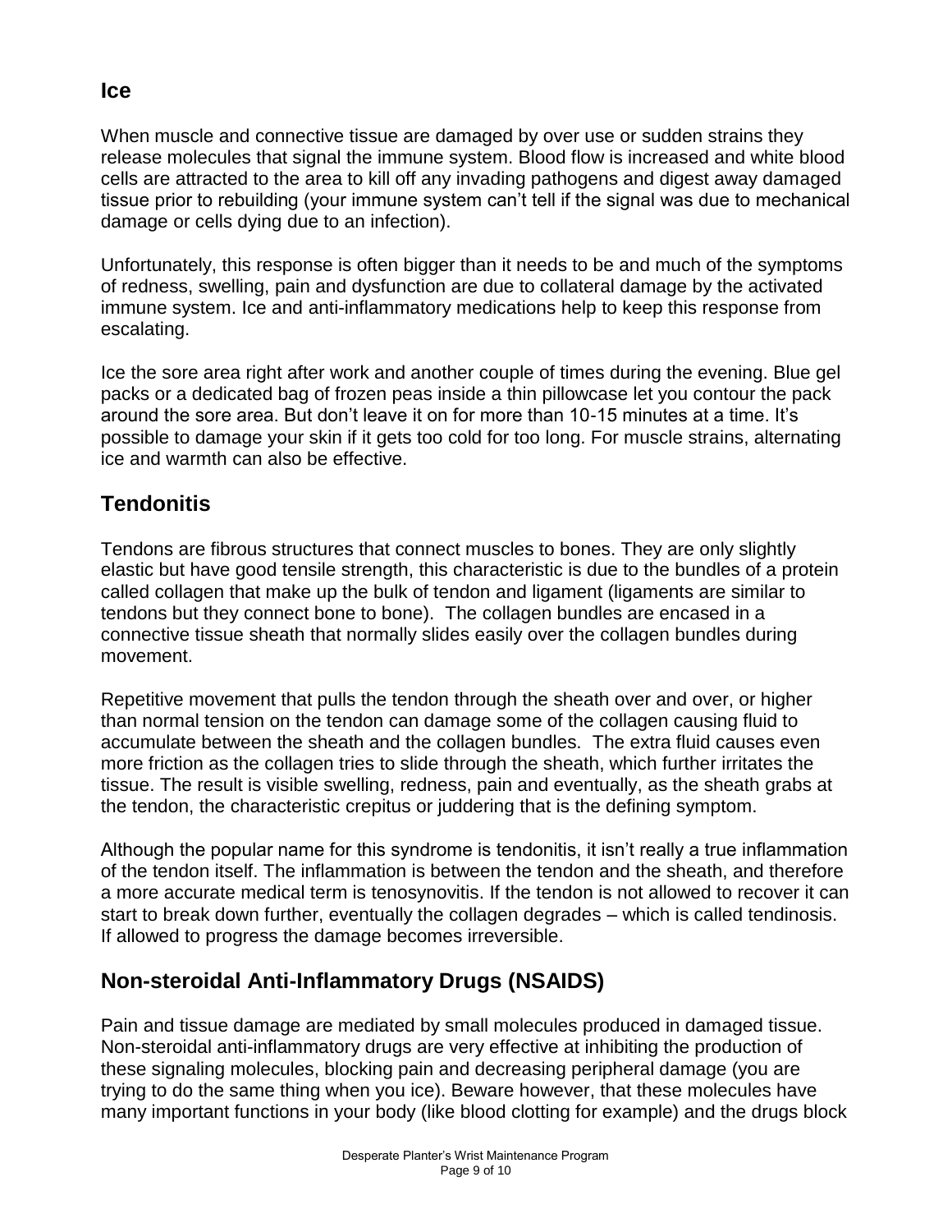## Ice

When muscle and connective tissue are damaged by over use or sudden strains they release molecules that signal the immune system. Blood flow is increased and white blood cells are attracted to the area to kill off any invading pathogens and digest away damaged tissue prior to rebuilding (your immune system can't tell if the signal was due to mechanical damage or cells dying due to an infection).

Unfortunately, this response is often bigger than it needs to be and much of the symptoms of redness, swelling, pain and dysfunction are due to collateral damage by the activated immune system. Ice and anti-inflammatory medications help to keep this response from escalating.

Ice the sore area right after work and another couple of times during the evening. Blue gel packs or a dedicated bag of frozen peas inside a thin pillowcase let you contour the pack around the sore area. But don't leave it on for more than 10-15 minutes at a time. It's possible to damage your skin if it gets too cold for too long. For muscle strains, alternating ice and warmth can also be effective.

## Tendonitis

Tendons are fibrous structures that connect muscles to bones. They are only slightly elastic but have good tensile strength, this characteristic is due to the bundles of a protein called collagen that make up the bulk of tendon and ligament (ligaments are similar to tendons but they connect bone to bone). The collagen bundles are encased in a connective tissue sheath that normally slides easily over the collagen bundles during movement.

Repetitive movement that pulls the tendon through the sheath over and over, or higher than normal tension on the tendon can damage some of the collagen causing fluid to accumulate between the sheath and the collagen bundles. The extra fluid causes even more friction as the collagen tries to slide through the sheath, which further irritates the tissue. The result is visible swelling, redness, pain and eventually, as the sheath grabs at the tendon, the characteristic crepitus or juddering that is the defining symptom.

Although the popular name for this syndrome is tendonitis, it isn't really a true inflammation of the tendon itself. The inflammation is between the tendon and the sheath, and therefore a more accurate medical term is tenosynovitis. If the tendon is not allowed to recover it can start to break down further, eventually the collagen degrades – which is called tendinosis. If allowed to progress the damage becomes irreversible.

## Non-steroidal Anti-Inflammatory Drugs (NSAIDS)

Pain and tissue damage are mediated by small molecules produced in damaged tissue. Non-steroidal anti-inflammatory drugs are very effective at inhibiting the production of these signaling molecules, blocking pain and decreasing peripheral damage (you are trying to do the same thing when you ice). Beware however, that these molecules have many important functions in your body (like blood clotting for example) and the drugs block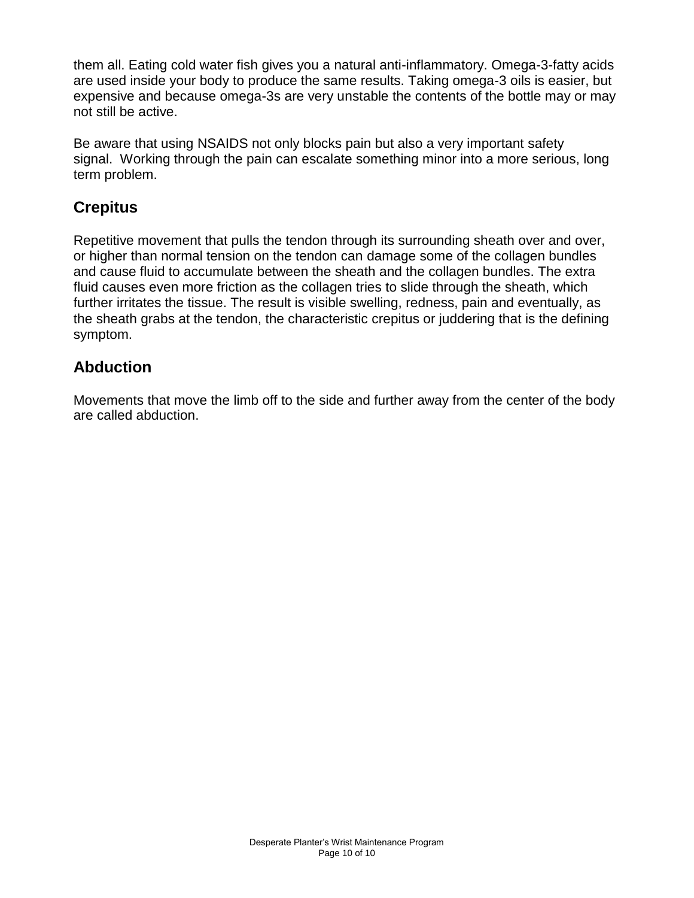them all. Eating cold water fish gives you a natural anti-inflammatory. Omega-3-fatty acids are used inside your body to produce the same results. Taking omega-3 oils is easier, but expensive and because omega-3s are very unstable the contents of the bottle may or may not still be active.

Be aware that using NSAIDS not only blocks pain but also a very important safety signal.  Working through the pain can escalate something minor into a more serious, long term problem.

## Crepitus

Repetitive movement that pulls the tendon through its surrounding sheath over and over, or higher than normal tension on the tendon can damage some of the collagen bundles and cause fluid to accumulate between the sheath and the collagen bundles. The extra fluid causes even more friction as the collagen tries to slide through the sheath, which further irritates the tissue. The result is visible swelling, redness, pain and eventually, as the sheath grabs at the tendon, the characteristic crepitus or juddering that is the defining symptom.

## Abduction

Movements that move the limb off to the side and further away from the center of the body are called abduction.